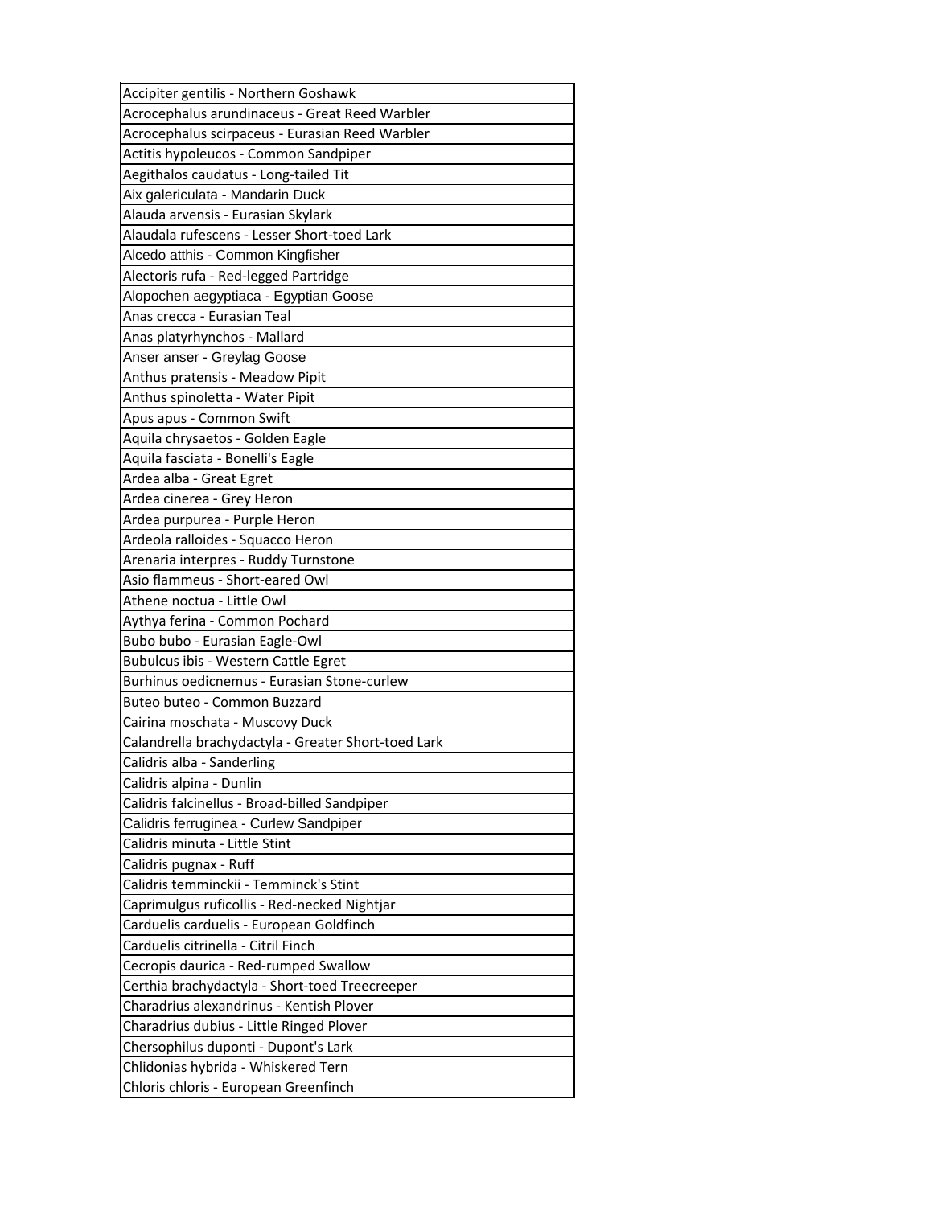| Accipiter gentilis - Northern Goshawk |
| --- |
| Acrocephalus arundinaceus - Great Reed Warbler |
| Acrocephalus scirpaceus - Eurasian Reed Warbler |
| Actitis hypoleucos - Common Sandpiper |
| Aegithalos caudatus - Long-tailed Tit |
| Aix galericulata - Mandarin Duck |
| Alauda arvensis - Eurasian Skylark |
| Alaudala rufescens - Lesser Short-toed Lark |
| Alcedo atthis - Common Kingfisher |
| Alectoris rufa - Red-legged Partridge |
| Alopochen aegyptiaca - Egyptian Goose |
| Anas crecca - Eurasian Teal |
| Anas platyrhynchos - Mallard |
| Anser anser - Greylag Goose |
| Anthus pratensis - Meadow Pipit |
| Anthus spinoletta - Water Pipit |
| Apus apus - Common Swift |
| Aquila chrysaetos - Golden Eagle |
| Aquila fasciata - Bonelli's Eagle |
| Ardea alba - Great Egret |
| Ardea cinerea - Grey Heron |
| Ardea purpurea - Purple Heron |
| Ardeola ralloides - Squacco Heron |
| Arenaria interpres - Ruddy Turnstone |
| Asio flammeus - Short-eared Owl |
| Athene noctua - Little Owl |
| Aythya ferina - Common Pochard |
| Bubo bubo - Eurasian Eagle-Owl |
| Bubulcus ibis - Western Cattle Egret |
| Burhinus oedicnemus - Eurasian Stone-curlew |
| Buteo buteo - Common Buzzard |
| Cairina moschata - Muscovy Duck |
| Calandrella brachydactyla - Greater Short-toed Lark |
| Calidris alba - Sanderling |
| Calidris alpina - Dunlin |
| Calidris falcinellus - Broad-billed Sandpiper |
| Calidris ferruginea - Curlew Sandpiper |
| Calidris minuta - Little Stint |
| Calidris pugnax - Ruff |
| Calidris temminckii - Temminck's Stint |
| Caprimulgus ruficollis - Red-necked Nightjar |
| Carduelis carduelis - European Goldfinch |
| Carduelis citrinella - Citril Finch |
| Cecropis daurica - Red-rumped Swallow |
| Certhia brachydactyla - Short-toed Treecreeper |
| Charadrius alexandrinus - Kentish Plover |
| Charadrius dubius - Little Ringed Plover |
| Chersophilus duponti - Dupont's Lark |
| Chlidonias hybrida - Whiskered Tern |
| Chloris chloris - European Greenfinch |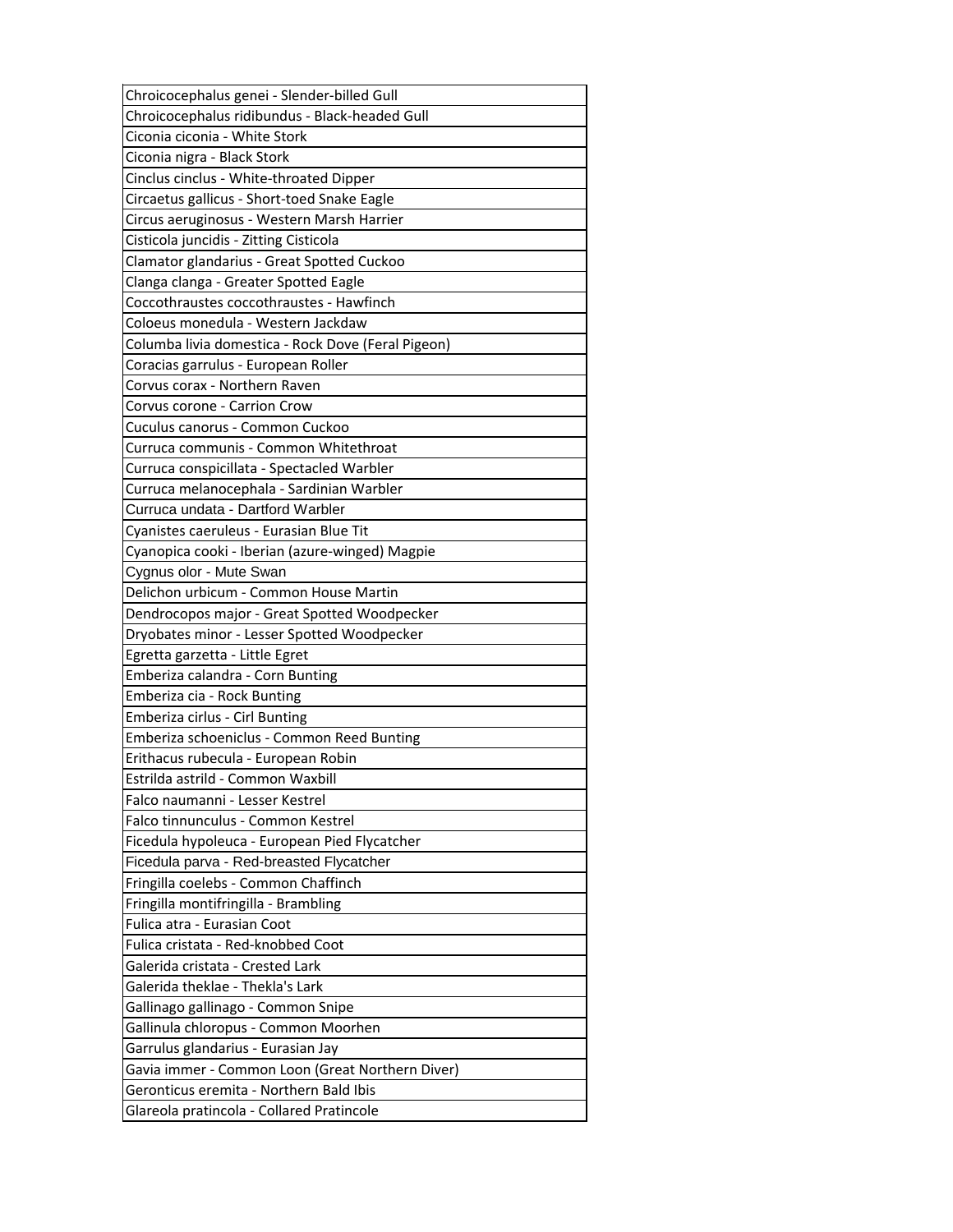| Chroicocephalus genei - Slender-billed Gull |
|---|
| Chroicocephalus ridibundus - Black-headed Gull |
| Ciconia ciconia - White Stork |
| Ciconia nigra - Black Stork |
| Cinclus cinclus - White-throated Dipper |
| Circaetus gallicus - Short-toed Snake Eagle |
| Circus aeruginosus - Western Marsh Harrier |
| Cisticola juncidis - Zitting Cisticola |
| Clamator glandarius - Great Spotted Cuckoo |
| Clanga clanga - Greater Spotted Eagle |
| Coccothraustes coccothraustes - Hawfinch |
| Coloeus monedula - Western Jackdaw |
| Columba livia domestica - Rock Dove (Feral Pigeon) |
| Coracias garrulus - European Roller |
| Corvus corax - Northern Raven |
| Corvus corone - Carrion Crow |
| Cuculus canorus - Common Cuckoo |
| Curruca communis - Common Whitethroat |
| Curruca conspicillata - Spectacled Warbler |
| Curruca melanocephala - Sardinian Warbler |
| Curruca undata - Dartford Warbler |
| Cyanistes caeruleus - Eurasian Blue Tit |
| Cyanopica cooki - Iberian (azure-winged) Magpie |
| Cygnus olor - Mute Swan |
| Delichon urbicum - Common House Martin |
| Dendrocopos major - Great Spotted Woodpecker |
| Dryobates minor - Lesser Spotted Woodpecker |
| Egretta garzetta - Little Egret |
| Emberiza calandra - Corn Bunting |
| Emberiza cia - Rock Bunting |
| Emberiza cirlus - Cirl Bunting |
| Emberiza schoeniclus - Common Reed Bunting |
| Erithacus rubecula - European Robin |
| Estrilda astrild - Common Waxbill |
| Falco naumanni - Lesser Kestrel |
| Falco tinnunculus - Common Kestrel |
| Ficedula hypoleuca - European Pied Flycatcher |
| Ficedula parva - Red-breasted Flycatcher |
| Fringilla coelebs - Common Chaffinch |
| Fringilla montifringilla - Brambling |
| Fulica atra - Eurasian Coot |
| Fulica cristata - Red-knobbed Coot |
| Galerida cristata - Crested Lark |
| Galerida theklae - Thekla's Lark |
| Gallinago gallinago - Common Snipe |
| Gallinula chloropus - Common Moorhen |
| Garrulus glandarius - Eurasian Jay |
| Gavia immer - Common Loon (Great Northern Diver) |
| Geronticus eremita - Northern Bald Ibis |
| Glareola pratincola - Collared Pratincole |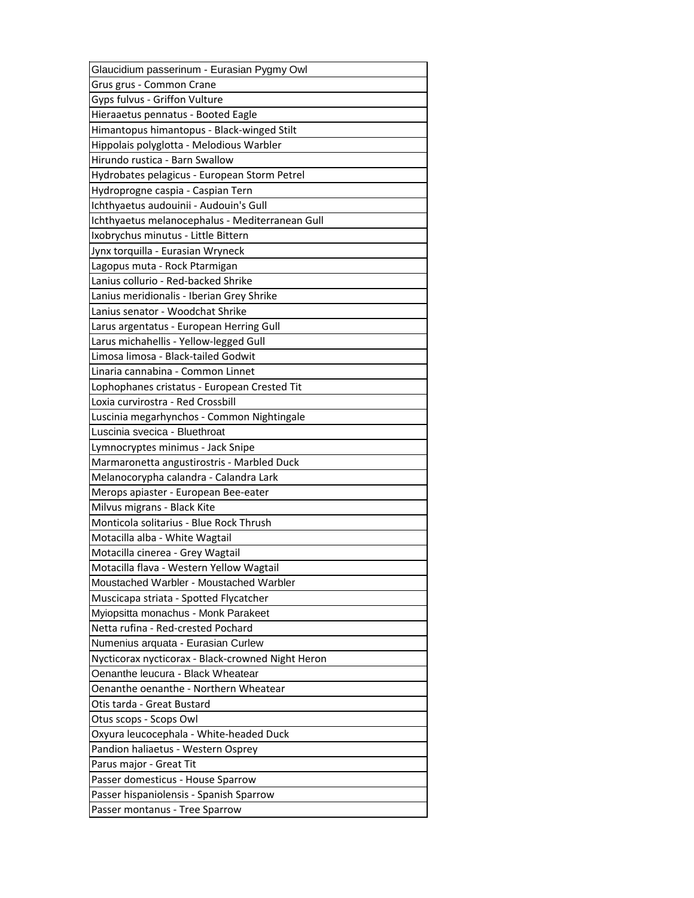| Glaucidium passerinum - Eurasian Pygmy Owl |
|---|
| Grus grus - Common Crane |
| Gyps fulvus - Griffon Vulture |
| Hieraaetus pennatus - Booted Eagle |
| Himantopus himantopus - Black-winged Stilt |
| Hippolais polyglotta - Melodious Warbler |
| Hirundo rustica - Barn Swallow |
| Hydrobates pelagicus - European Storm Petrel |
| Hydroprogne caspia - Caspian Tern |
| Ichthyaetus audouinii - Audouin's Gull |
| Ichthyaetus melanocephalus - Mediterranean Gull |
| Ixobrychus minutus - Little Bittern |
| Jynx torquilla - Eurasian Wryneck |
| Lagopus muta - Rock Ptarmigan |
| Lanius collurio - Red-backed Shrike |
| Lanius meridionalis - Iberian Grey Shrike |
| Lanius senator - Woodchat Shrike |
| Larus argentatus - European Herring Gull |
| Larus michahellis - Yellow-legged Gull |
| Limosa limosa - Black-tailed Godwit |
| Linaria cannabina - Common Linnet |
| Lophophanes cristatus - European Crested Tit |
| Loxia curvirostra - Red Crossbill |
| Luscinia megarhynchos - Common Nightingale |
| Luscinia svecica - Bluethroat |
| Lymnocryptes minimus - Jack Snipe |
| Marmaronetta angustirostris - Marbled Duck |
| Melanocorypha calandra - Calandra Lark |
| Merops apiaster - European Bee-eater |
| Milvus migrans - Black Kite |
| Monticola solitarius - Blue Rock Thrush |
| Motacilla alba - White Wagtail |
| Motacilla cinerea - Grey Wagtail |
| Motacilla flava - Western Yellow Wagtail |
| Moustached Warbler - Moustached Warbler |
| Muscicapa striata - Spotted Flycatcher |
| Myiopsitta monachus - Monk Parakeet |
| Netta rufina - Red-crested Pochard |
| Numenius arquata - Eurasian Curlew |
| Nycticorax nycticorax - Black-crowned Night Heron |
| Oenanthe leucura - Black Wheatear |
| Oenanthe oenanthe - Northern Wheatear |
| Otis tarda - Great Bustard |
| Otus scops - Scops Owl |
| Oxyura leucocephala - White-headed Duck |
| Pandion haliaetus - Western Osprey |
| Parus major - Great Tit |
| Passer domesticus - House Sparrow |
| Passer hispaniolensis - Spanish Sparrow |
| Passer montanus - Tree Sparrow |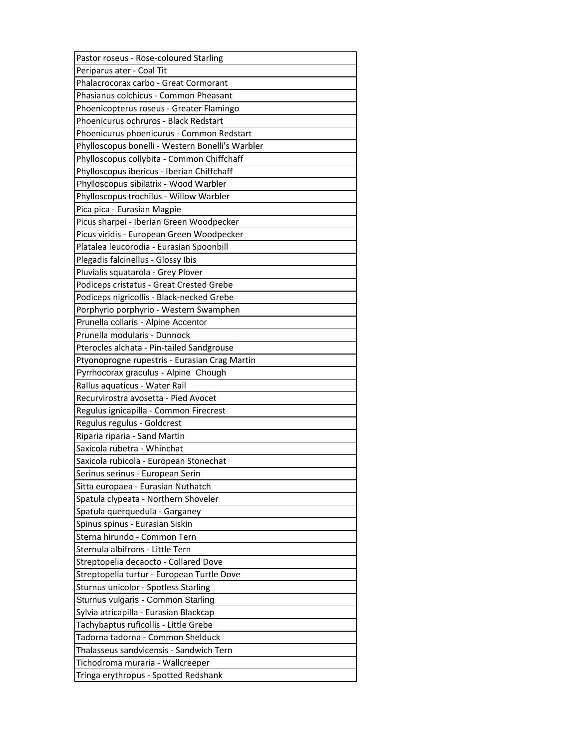| Pastor roseus - Rose-coloured Starling |
|---|
| Periparus ater - Coal Tit |
| Phalacrocorax carbo - Great Cormorant |
| Phasianus colchicus - Common Pheasant |
| Phoenicopterus roseus - Greater Flamingo |
| Phoenicurus ochruros - Black Redstart |
| Phoenicurus phoenicurus - Common Redstart |
| Phylloscopus bonelli - Western Bonelli's Warbler |
| Phylloscopus collybita - Common Chiffchaff |
| Phylloscopus ibericus - Iberian Chiffchaff |
| Phylloscopus sibilatrix - Wood Warbler |
| Phylloscopus trochilus - Willow Warbler |
| Pica pica - Eurasian Magpie |
| Picus sharpei - Iberian Green Woodpecker |
| Picus viridis - European Green Woodpecker |
| Platalea leucorodia - Eurasian Spoonbill |
| Plegadis falcinellus - Glossy Ibis |
| Pluvialis squatarola - Grey Plover |
| Podiceps cristatus - Great Crested Grebe |
| Podiceps nigricollis - Black-necked Grebe |
| Porphyrio porphyrio - Western Swamphen |
| Prunella collaris - Alpine Accentor |
| Prunella modularis - Dunnock |
| Pterocles alchata - Pin-tailed Sandgrouse |
| Ptyonoprogne rupestris - Eurasian Crag Martin |
| Pyrrhocorax graculus - Alpine Chough |
| Rallus aquaticus - Water Rail |
| Recurvirostra avosetta - Pied Avocet |
| Regulus ignicapilla - Common Firecrest |
| Regulus regulus - Goldcrest |
| Riparia riparia - Sand Martin |
| Saxicola rubetra - Whinchat |
| Saxicola rubicola - European Stonechat |
| Serinus serinus - European Serin |
| Sitta europaea - Eurasian Nuthatch |
| Spatula clypeata - Northern Shoveler |
| Spatula querquedula - Garganey |
| Spinus spinus - Eurasian Siskin |
| Sterna hirundo - Common Tern |
| Sternula albifrons - Little Tern |
| Streptopelia decaocto - Collared Dove |
| Streptopelia turtur - European Turtle Dove |
| Sturnus unicolor - Spotless Starling |
| Sturnus vulgaris - Common Starling |
| Sylvia atricapilla - Eurasian Blackcap |
| Tachybaptus ruficollis - Little Grebe |
| Tadorna tadorna - Common Shelduck |
| Thalasseus sandvicensis - Sandwich Tern |
| Tichodroma muraria - Wallcreeper |
| Tringa erythropus - Spotted Redshank |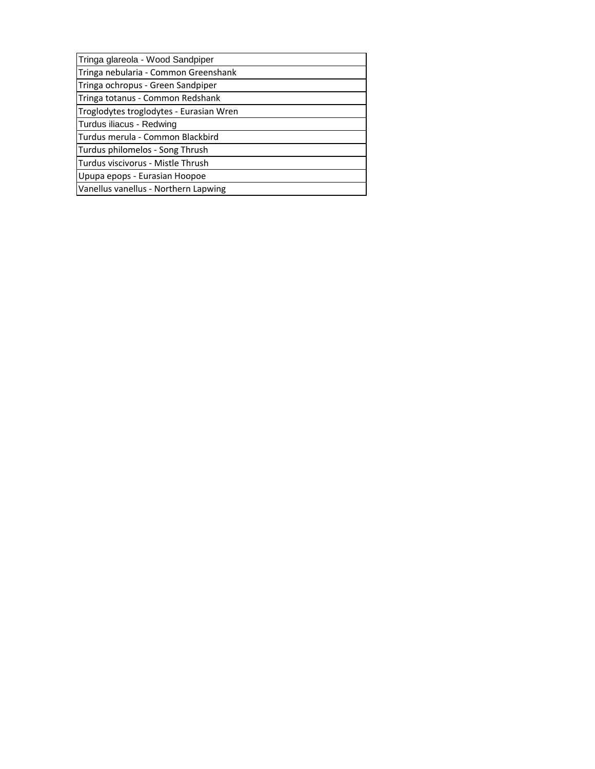| |
|---|
| Tringa glareola - Wood Sandpiper |
| Tringa nebularia - Common Greenshank |
| Tringa ochropus - Green Sandpiper |
| Tringa totanus - Common Redshank |
| Troglodytes troglodytes - Eurasian Wren |
| Turdus iliacus - Redwing |
| Turdus merula - Common Blackbird |
| Turdus philomelos - Song Thrush |
| Turdus viscivorus - Mistle Thrush |
| Upupa epops - Eurasian Hoopoe |
| Vanellus vanellus - Northern Lapwing |